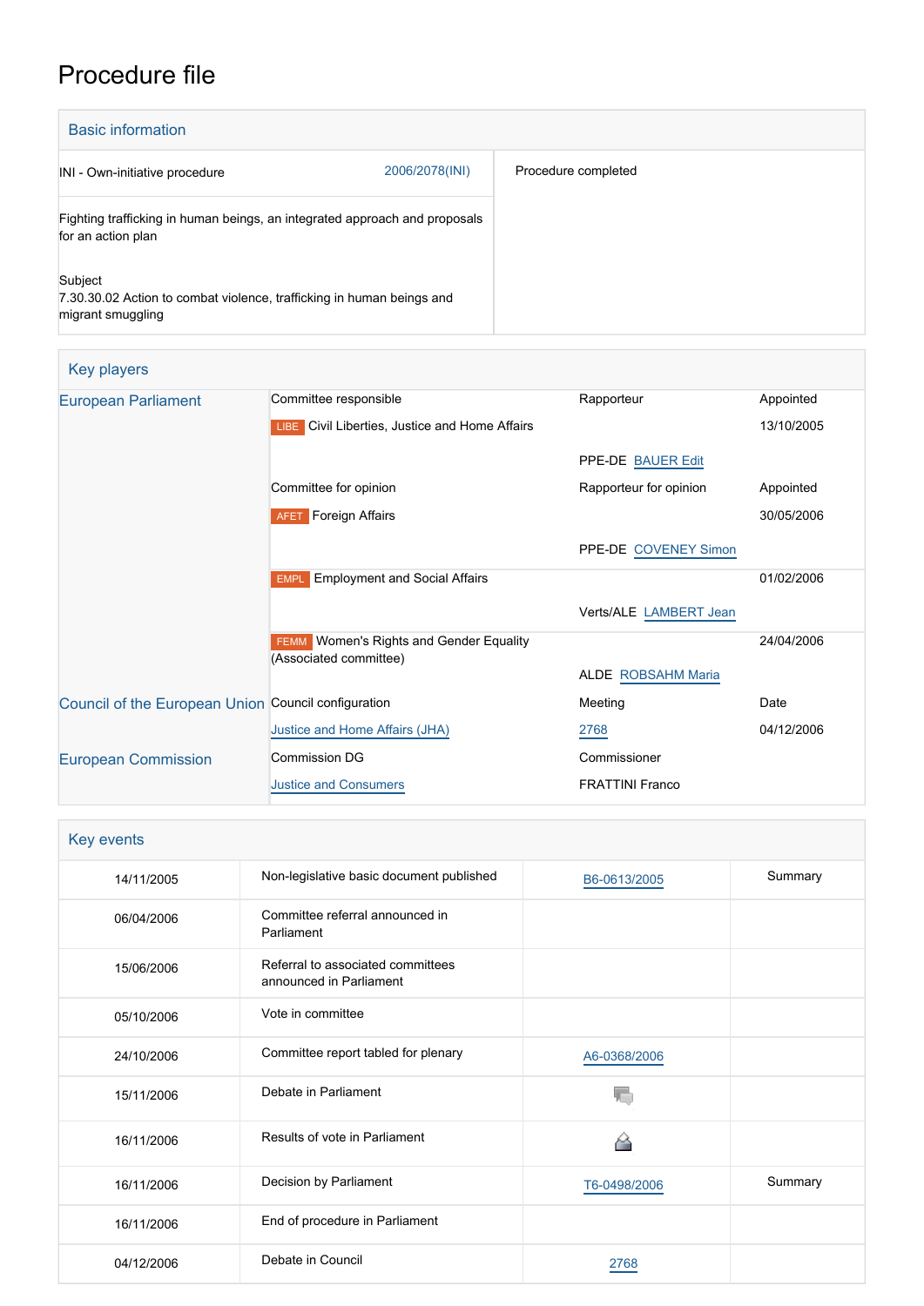# Procedure file

## Basic information

| | | |
|---|---|---|
| INI - Own-initiative procedure | 2006/2078(INI) | Procedure completed |
| Fighting trafficking in human beings, an integrated approach and proposals for an action plan | | |
| Subject<br>7.30.30.02 Action to combat violence, trafficking in human beings and migrant smuggling | | |

## Key players

| | | | |
|---|---|---|---|
| European Parliament | Committee responsible | Rapporteur | Appointed |
| | LIBE Civil Liberties, Justice and Home Affairs | | 13/10/2005 |
| | | PPE-DE BAUER Edit | |
| | Committee for opinion | Rapporteur for opinion | Appointed |
| | AFET Foreign Affairs | | 30/05/2006 |
| | | PPE-DE COVENEY Simon | |
| | EMPL Employment and Social Affairs | | 01/02/2006 |
| | | Verts/ALE LAMBERT Jean | |
| | FEMM Women's Rights and Gender Equality (Associated committee) | | 24/04/2006 |
| | | ALDE ROBSAHM Maria | |
| Council of the European Union | Council configuration | Meeting | Date |
| | Justice and Home Affairs (JHA) | 2768 | 04/12/2006 |
| European Commission | Commission DG | Commissioner | |
| | Justice and Consumers | FRATTINI Franco | |

## Key events

| | | | |
|---|---|---|---|
| 14/11/2005 | Non-legislative basic document published | B6-0613/2005 | Summary |
| 06/04/2006 | Committee referral announced in Parliament | | |
| 15/06/2006 | Referral to associated committees announced in Parliament | | |
| 05/10/2006 | Vote in committee | | |
| 24/10/2006 | Committee report tabled for plenary | A6-0368/2006 | |
| 15/11/2006 | Debate in Parliament | | |
| 16/11/2006 | Results of vote in Parliament | | |
| 16/11/2006 | Decision by Parliament | T6-0498/2006 | Summary |
| 16/11/2006 | End of procedure in Parliament | | |
| 04/12/2006 | Debate in Council | 2768 | |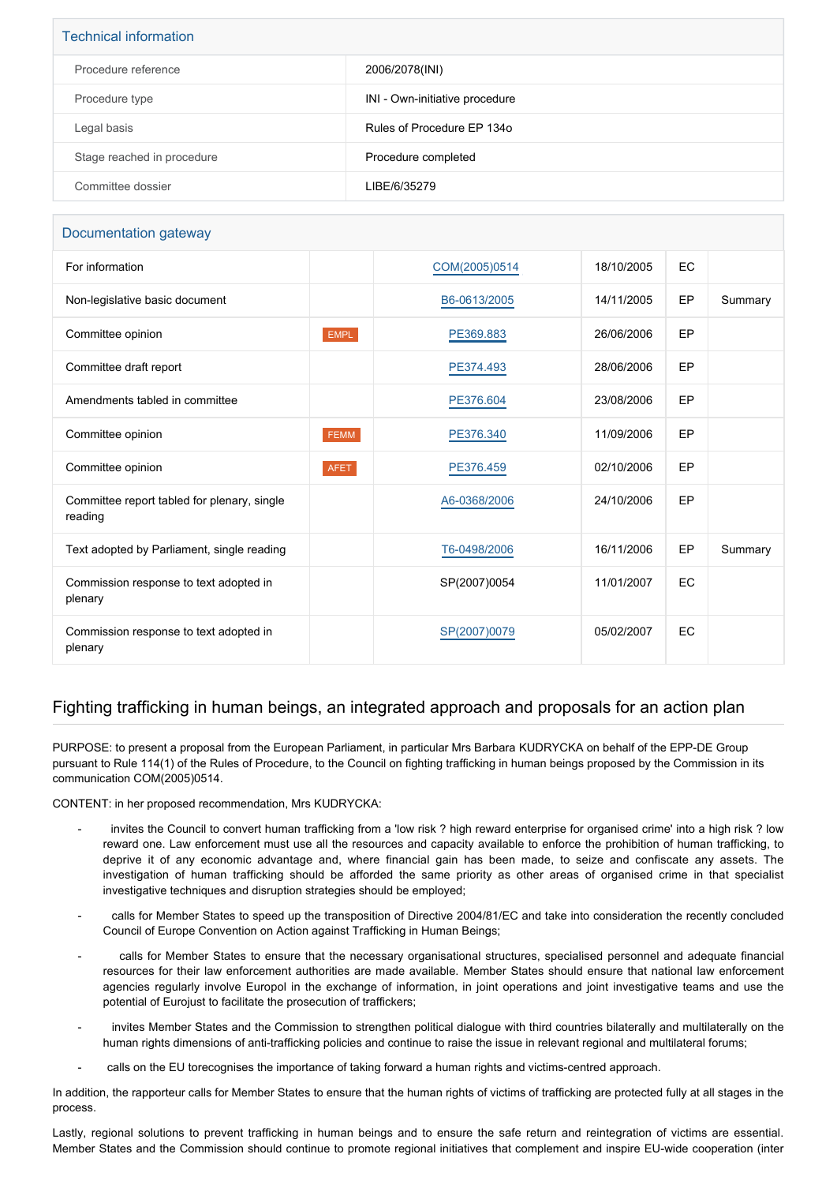## Technical information

| | |
|---|---|
| Procedure reference | 2006/2078(INI) |
| Procedure type | INI - Own-initiative procedure |
| Legal basis | Rules of Procedure EP 134o |
| Stage reached in procedure | Procedure completed |
| Committee dossier | LIBE/6/35279 |

## Documentation gateway

| | | | | | |
|---|---|---|---|---|---|
| For information | | COM(2005)0514 | 18/10/2005 | EC | |
| Non-legislative basic document | | B6-0613/2005 | 14/11/2005 | EP | Summary |
| Committee opinion | EMPL | PE369.883 | 26/06/2006 | EP | |
| Committee draft report | | PE374.493 | 28/06/2006 | EP | |
| Amendments tabled in committee | | PE376.604 | 23/08/2006 | EP | |
| Committee opinion | FEMM | PE376.340 | 11/09/2006 | EP | |
| Committee opinion | AFET | PE376.459 | 02/10/2006 | EP | |
| Committee report tabled for plenary, single reading | | A6-0368/2006 | 24/10/2006 | EP | |
| Text adopted by Parliament, single reading | | T6-0498/2006 | 16/11/2006 | EP | Summary |
| Commission response to text adopted in plenary | | SP(2007)0054 | 11/01/2007 | EC | |
| Commission response to text adopted in plenary | | SP(2007)0079 | 05/02/2007 | EC | |

# Fighting trafficking in human beings, an integrated approach and proposals for an action plan

PURPOSE: to present a proposal from the European Parliament, in particular Mrs Barbara KUDRYCKA on behalf of the EPP-DE Group pursuant to Rule 114(1) of the Rules of Procedure, to the Council on fighting trafficking in human beings proposed by the Commission in its communication COM(2005)0514.

CONTENT: in her proposed recommendation, Mrs KUDRYCKA:

- invites the Council to convert human trafficking from a 'low risk ? high reward enterprise for organised crime' into a high risk ? low reward one. Law enforcement must use all the resources and capacity available to enforce the prohibition of human trafficking, to deprive it of any economic advantage and, where financial gain has been made, to seize and confiscate any assets. The investigation of human trafficking should be afforded the same priority as other areas of organised crime in that specialist investigative techniques and disruption strategies should be employed;
- calls for Member States to speed up the transposition of Directive 2004/81/EC and take into consideration the recently concluded Council of Europe Convention on Action against Trafficking in Human Beings;
- calls for Member States to ensure that the necessary organisational structures, specialised personnel and adequate financial resources for their law enforcement authorities are made available. Member States should ensure that national law enforcement agencies regularly involve Europol in the exchange of information, in joint operations and joint investigative teams and use the potential of Eurojust to facilitate the prosecution of traffickers;
- invites Member States and the Commission to strengthen political dialogue with third countries bilaterally and multilaterally on the human rights dimensions of anti-trafficking policies and continue to raise the issue in relevant regional and multilateral forums;
- calls on the EU torecognises the importance of taking forward a human rights and victims-centred approach.

In addition, the rapporteur calls for Member States to ensure that the human rights of victims of trafficking are protected fully at all stages in the process.

Lastly, regional solutions to prevent trafficking in human beings and to ensure the safe return and reintegration of victims are essential. Member States and the Commission should continue to promote regional initiatives that complement and inspire EU-wide cooperation (inter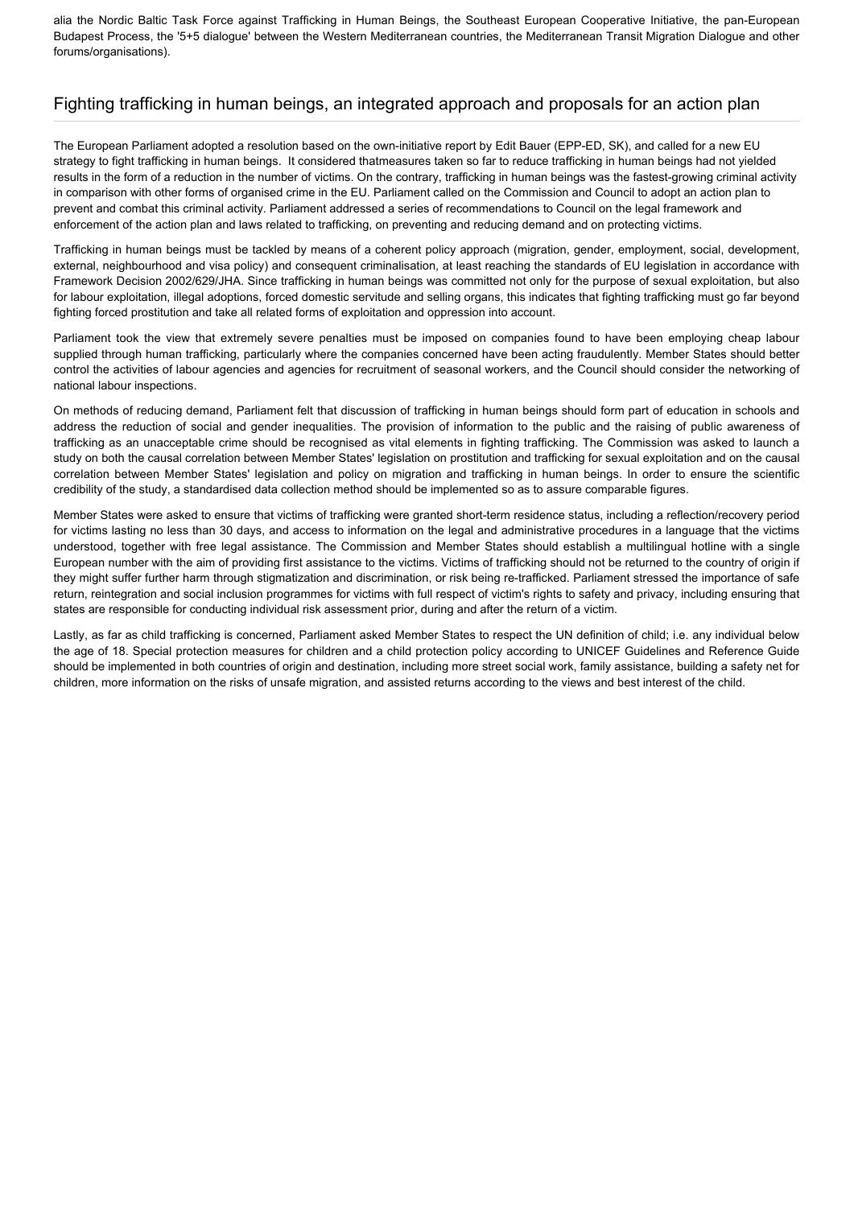alia the Nordic Baltic Task Force against Trafficking in Human Beings, the Southeast European Cooperative Initiative, the pan-European Budapest Process, the '5+5 dialogue' between the Western Mediterranean countries, the Mediterranean Transit Migration Dialogue and other forums/organisations).

## Fighting trafficking in human beings, an integrated approach and proposals for an action plan

The European Parliament adopted a resolution based on the own-initiative report by Edit Bauer (EPP-ED, SK), and called for a new EU strategy to fight trafficking in human beings. It considered thatmeasures taken so far to reduce trafficking in human beings had not yielded results in the form of a reduction in the number of victims. On the contrary, trafficking in human beings was the fastest-growing criminal activity in comparison with other forms of organised crime in the EU. Parliament called on the Commission and Council to adopt an action plan to prevent and combat this criminal activity. Parliament addressed a series of recommendations to Council on the legal framework and enforcement of the action plan and laws related to trafficking, on preventing and reducing demand and on protecting victims.

Trafficking in human beings must be tackled by means of a coherent policy approach (migration, gender, employment, social, development, external, neighbourhood and visa policy) and consequent criminalisation, at least reaching the standards of EU legislation in accordance with Framework Decision 2002/629/JHA. Since trafficking in human beings was committed not only for the purpose of sexual exploitation, but also for labour exploitation, illegal adoptions, forced domestic servitude and selling organs, this indicates that fighting trafficking must go far beyond fighting forced prostitution and take all related forms of exploitation and oppression into account.

Parliament took the view that extremely severe penalties must be imposed on companies found to have been employing cheap labour supplied through human trafficking, particularly where the companies concerned have been acting fraudulently. Member States should better control the activities of labour agencies and agencies for recruitment of seasonal workers, and the Council should consider the networking of national labour inspections.

On methods of reducing demand, Parliament felt that discussion of trafficking in human beings should form part of education in schools and address the reduction of social and gender inequalities. The provision of information to the public and the raising of public awareness of trafficking as an unacceptable crime should be recognised as vital elements in fighting trafficking. The Commission was asked to launch a study on both the causal correlation between Member States' legislation on prostitution and trafficking for sexual exploitation and on the causal correlation between Member States' legislation and policy on migration and trafficking in human beings. In order to ensure the scientific credibility of the study, a standardised data collection method should be implemented so as to assure comparable figures.

Member States were asked to ensure that victims of trafficking were granted short-term residence status, including a reflection/recovery period for victims lasting no less than 30 days, and access to information on the legal and administrative procedures in a language that the victims understood, together with free legal assistance. The Commission and Member States should establish a multilingual hotline with a single European number with the aim of providing first assistance to the victims. Victims of trafficking should not be returned to the country of origin if they might suffer further harm through stigmatization and discrimination, or risk being re-trafficked. Parliament stressed the importance of safe return, reintegration and social inclusion programmes for victims with full respect of victim's rights to safety and privacy, including ensuring that states are responsible for conducting individual risk assessment prior, during and after the return of a victim.

Lastly, as far as child trafficking is concerned, Parliament asked Member States to respect the UN definition of child; i.e. any individual below the age of 18. Special protection measures for children and a child protection policy according to UNICEF Guidelines and Reference Guide should be implemented in both countries of origin and destination, including more street social work, family assistance, building a safety net for children, more information on the risks of unsafe migration, and assisted returns according to the views and best interest of the child.